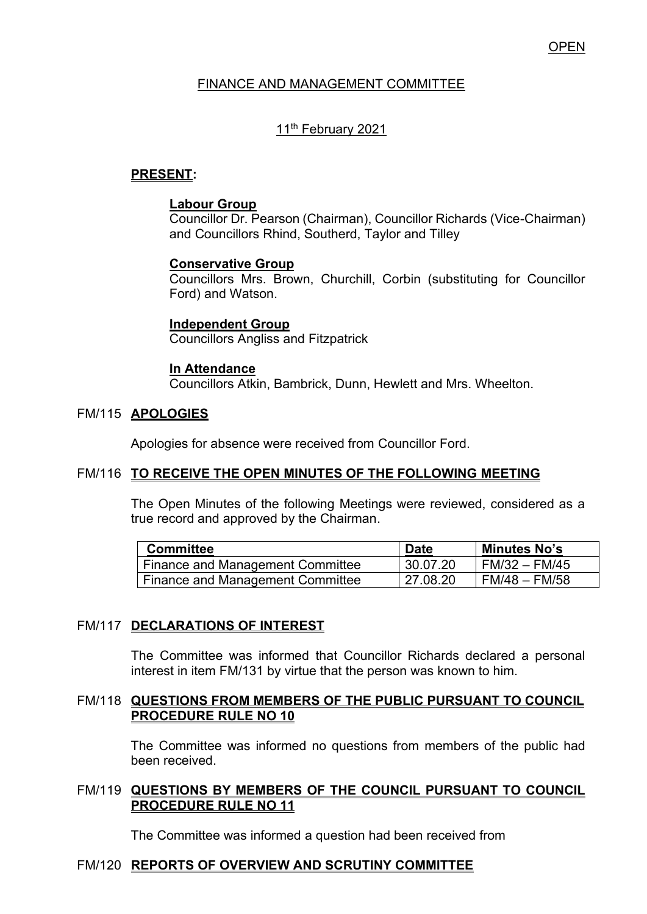OPEN

# FINANCE AND MANAGEMENT COMMITTEE

11th February 2021

**PRESENT:**

**Labour Group**
Councillor Dr. Pearson (Chairman), Councillor Richards (Vice-Chairman) and Councillors Rhind, Southerd, Taylor and Tilley

**Conservative Group**
Councillors Mrs. Brown, Churchill, Corbin (substituting for Councillor Ford) and Watson.

**Independent Group**
Councillors Angliss and Fitzpatrick

**In Attendance**
Councillors Atkin, Bambrick, Dunn, Hewlett and Mrs. Wheelton.

## FM/115 APOLOGIES

Apologies for absence were received from Councillor Ford.

## FM/116 TO RECEIVE THE OPEN MINUTES OF THE FOLLOWING MEETING

The Open Minutes of the following Meetings were reviewed, considered as a true record and approved by the Chairman.

| Committee | Date | Minutes No's |
| --- | --- | --- |
| Finance and Management Committee | 30.07.20 | FM/32 – FM/45 |
| Finance and Management Committee | 27.08.20 | FM/48 – FM/58 |

## FM/117 DECLARATIONS OF INTEREST

The Committee was informed that Councillor Richards declared a personal interest in item FM/131 by virtue that the person was known to him.

## FM/118 QUESTIONS FROM MEMBERS OF THE PUBLIC PURSUANT TO COUNCIL PROCEDURE RULE NO 10

The Committee was informed no questions from members of the public had been received.

## FM/119 QUESTIONS BY MEMBERS OF THE COUNCIL PURSUANT TO COUNCIL PROCEDURE RULE NO 11

The Committee was informed a question had been received from

## FM/120 REPORTS OF OVERVIEW AND SCRUTINY COMMITTEE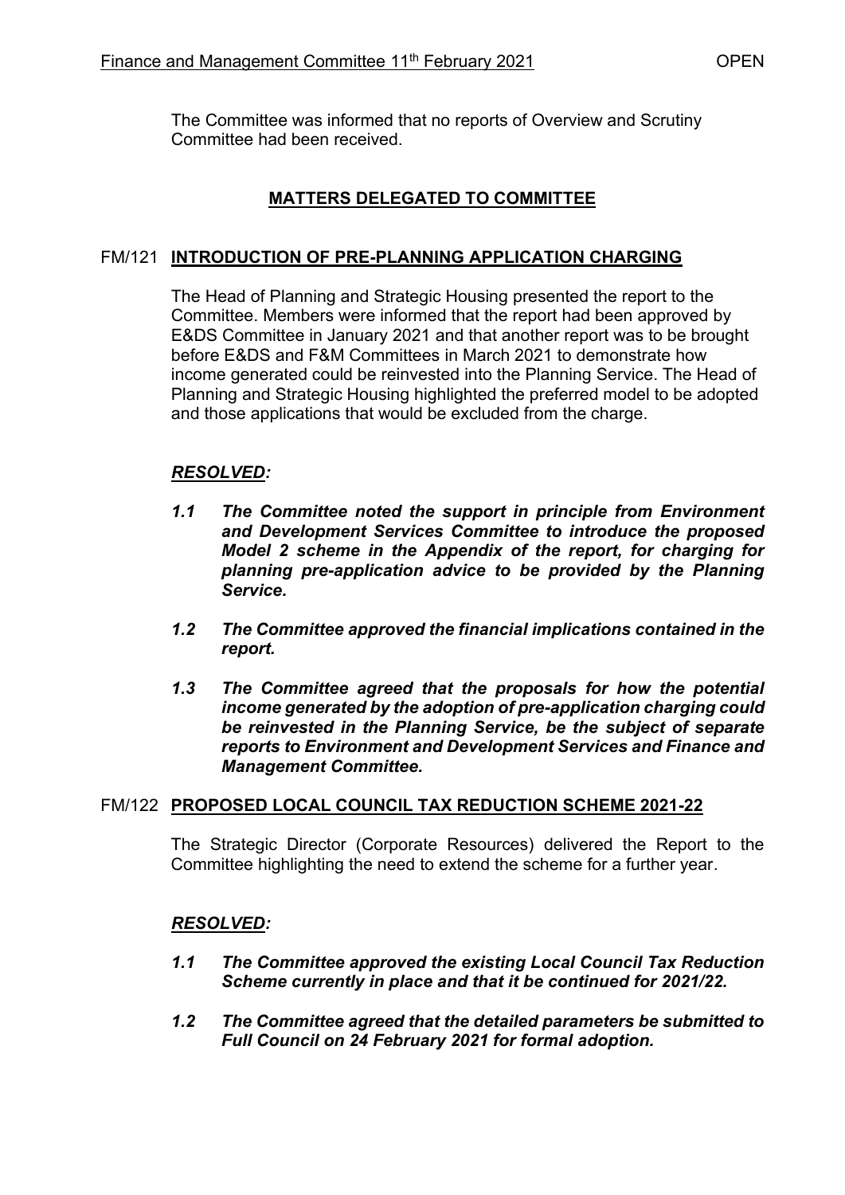The Committee was informed that no reports of Overview and Scrutiny Committee had been received.

## MATTERS DELEGATED TO COMMITTEE

### FM/121 INTRODUCTION OF PRE-PLANNING APPLICATION CHARGING

The Head of Planning and Strategic Housing presented the report to the Committee. Members were informed that the report had been approved by E&DS Committee in January 2021 and that another report was to be brought before E&DS and F&M Committees in March 2021 to demonstrate how income generated could be reinvested into the Planning Service. The Head of Planning and Strategic Housing highlighted the preferred model to be adopted and those applications that would be excluded from the charge.

***RESOLVED:***

***1.1 The Committee noted the support in principle from Environment and Development Services Committee to introduce the proposed Model 2 scheme in the Appendix of the report, for charging for planning pre-application advice to be provided by the Planning Service.***

***1.2 The Committee approved the financial implications contained in the report.***

***1.3 The Committee agreed that the proposals for how the potential income generated by the adoption of pre-application charging could be reinvested in the Planning Service, be the subject of separate reports to Environment and Development Services and Finance and Management Committee.***

### FM/122 PROPOSED LOCAL COUNCIL TAX REDUCTION SCHEME 2021-22

The Strategic Director (Corporate Resources) delivered the Report to the Committee highlighting the need to extend the scheme for a further year.

***RESOLVED:***

***1.1 The Committee approved the existing Local Council Tax Reduction Scheme currently in place and that it be continued for 2021/22.***

***1.2 The Committee agreed that the detailed parameters be submitted to Full Council on 24 February 2021 for formal adoption.***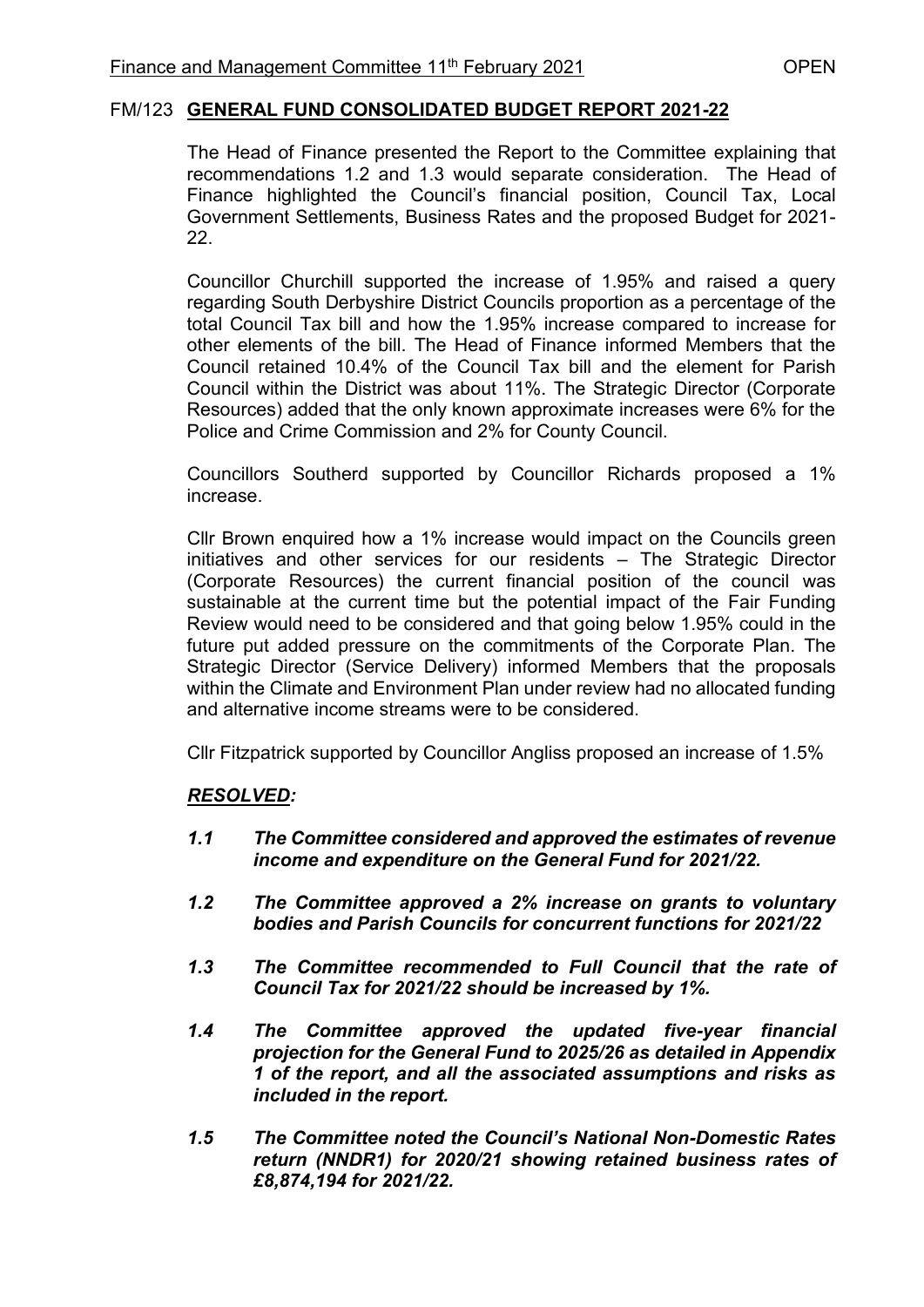FM/123 **GENERAL FUND CONSOLIDATED BUDGET REPORT 2021-22**

The Head of Finance presented the Report to the Committee explaining that recommendations 1.2 and 1.3 would separate consideration. The Head of Finance highlighted the Council's financial position, Council Tax, Local Government Settlements, Business Rates and the proposed Budget for 2021-22.

Councillor Churchill supported the increase of 1.95% and raised a query regarding South Derbyshire District Councils proportion as a percentage of the total Council Tax bill and how the 1.95% increase compared to increase for other elements of the bill. The Head of Finance informed Members that the Council retained 10.4% of the Council Tax bill and the element for Parish Council within the District was about 11%. The Strategic Director (Corporate Resources) added that the only known approximate increases were 6% for the Police and Crime Commission and 2% for County Council.

Councillors Southerd supported by Councillor Richards proposed a 1% increase.

Cllr Brown enquired how a 1% increase would impact on the Councils green initiatives and other services for our residents – The Strategic Director (Corporate Resources) the current financial position of the council was sustainable at the current time but the potential impact of the Fair Funding Review would need to be considered and that going below 1.95% could in the future put added pressure on the commitments of the Corporate Plan. The Strategic Director (Service Delivery) informed Members that the proposals within the Climate and Environment Plan under review had no allocated funding and alternative income streams were to be considered.

Cllr Fitzpatrick supported by Councillor Angliss proposed an increase of 1.5%

***RESOLVED:***

***1.1 The Committee considered and approved the estimates of revenue income and expenditure on the General Fund for 2021/22.***

***1.2 The Committee approved a 2% increase on grants to voluntary bodies and Parish Councils for concurrent functions for 2021/22***

***1.3 The Committee recommended to Full Council that the rate of Council Tax for 2021/22 should be increased by 1%.***

***1.4 The Committee approved the updated five-year financial projection for the General Fund to 2025/26 as detailed in Appendix 1 of the report, and all the associated assumptions and risks as included in the report.***

***1.5 The Committee noted the Council's National Non-Domestic Rates return (NNDR1) for 2020/21 showing retained business rates of £8,874,194 for 2021/22.***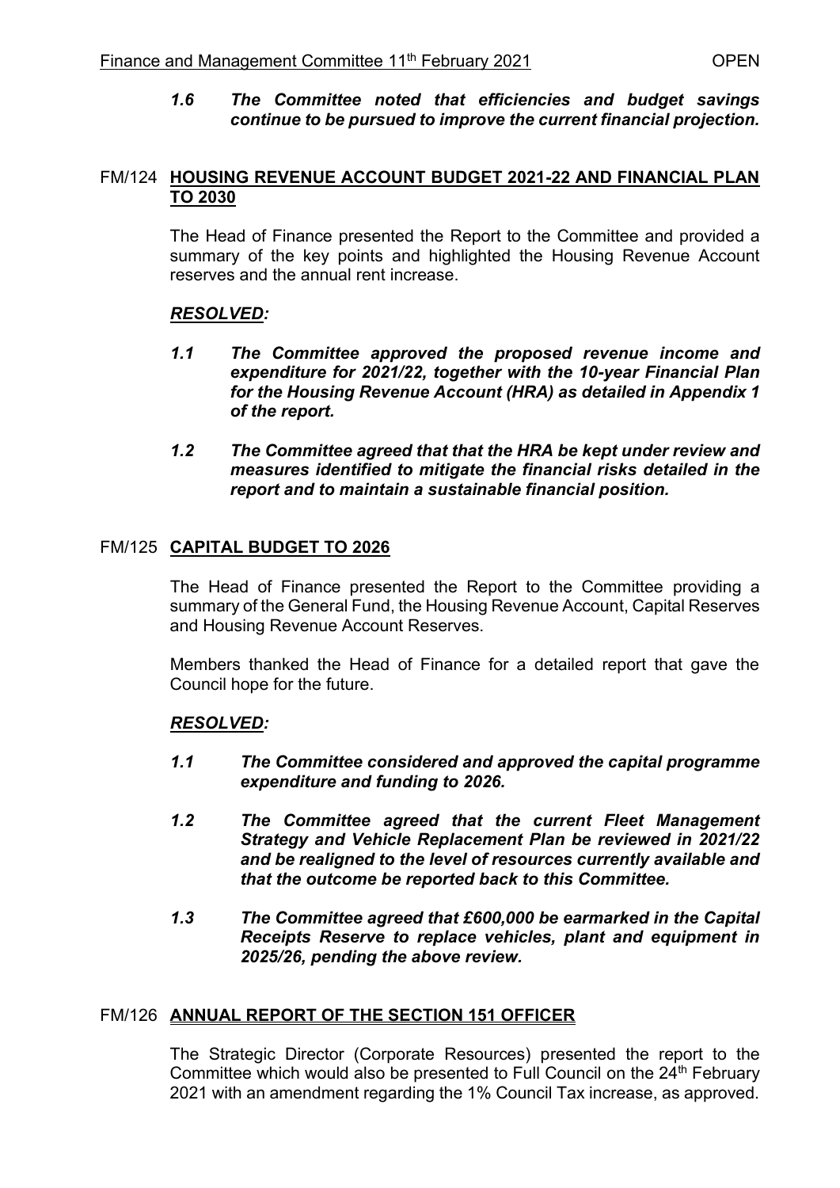*1.6 The Committee noted that efficiencies and budget savings continue to be pursued to improve the current financial projection.*

## FM/124 HOUSING REVENUE ACCOUNT BUDGET 2021-22 AND FINANCIAL PLAN TO 2030

The Head of Finance presented the Report to the Committee and provided a summary of the key points and highlighted the Housing Revenue Account reserves and the annual rent increase.

***RESOLVED:***

*1.1 The Committee approved the proposed revenue income and expenditure for 2021/22, together with the 10-year Financial Plan for the Housing Revenue Account (HRA) as detailed in Appendix 1 of the report.*

*1.2 The Committee agreed that that the HRA be kept under review and measures identified to mitigate the financial risks detailed in the report and to maintain a sustainable financial position.*

## FM/125 CAPITAL BUDGET TO 2026

The Head of Finance presented the Report to the Committee providing a summary of the General Fund, the Housing Revenue Account, Capital Reserves and Housing Revenue Account Reserves.

Members thanked the Head of Finance for a detailed report that gave the Council hope for the future.

***RESOLVED:***

*1.1 The Committee considered and approved the capital programme expenditure and funding to 2026.*

*1.2 The Committee agreed that the current Fleet Management Strategy and Vehicle Replacement Plan be reviewed in 2021/22 and be realigned to the level of resources currently available and that the outcome be reported back to this Committee.*

*1.3 The Committee agreed that £600,000 be earmarked in the Capital Receipts Reserve to replace vehicles, plant and equipment in 2025/26, pending the above review.*

## FM/126 ANNUAL REPORT OF THE SECTION 151 OFFICER

The Strategic Director (Corporate Resources) presented the report to the Committee which would also be presented to Full Council on the 24th February 2021 with an amendment regarding the 1% Council Tax increase, as approved.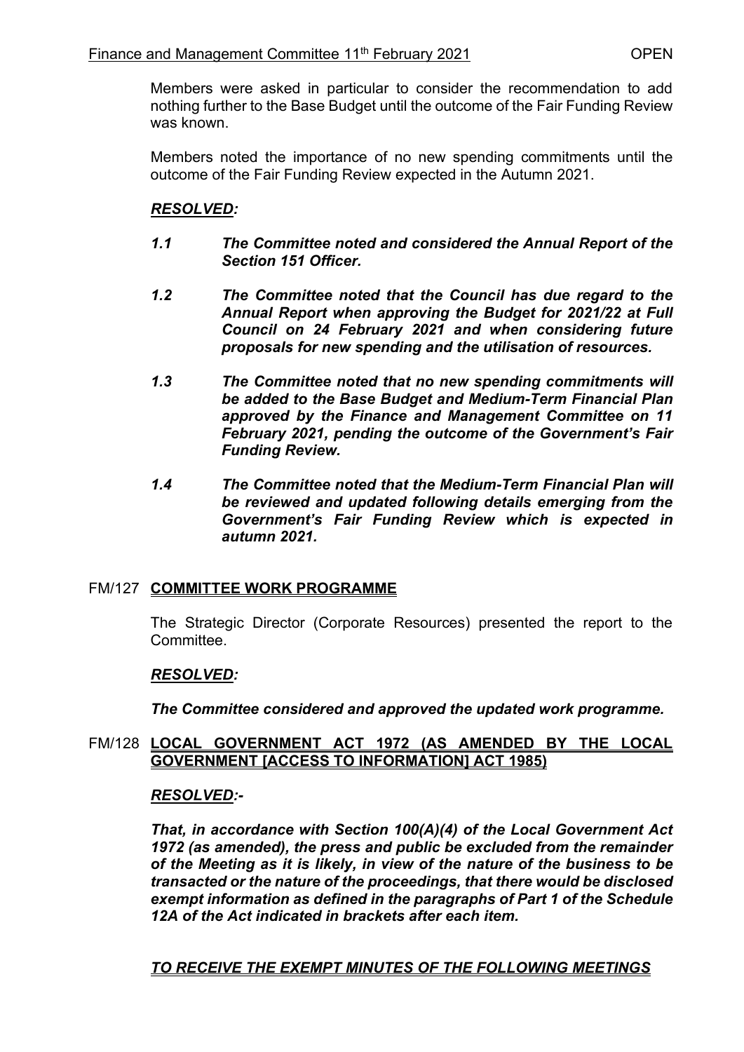Members were asked in particular to consider the recommendation to add nothing further to the Base Budget until the outcome of the Fair Funding Review was known.

Members noted the importance of no new spending commitments until the outcome of the Fair Funding Review expected in the Autumn 2021.

***RESOLVED:***

***1.1 The Committee noted and considered the Annual Report of the Section 151 Officer.***

***1.2 The Committee noted that the Council has due regard to the Annual Report when approving the Budget for 2021/22 at Full Council on 24 February 2021 and when considering future proposals for new spending and the utilisation of resources.***

***1.3 The Committee noted that no new spending commitments will be added to the Base Budget and Medium-Term Financial Plan approved by the Finance and Management Committee on 11 February 2021, pending the outcome of the Government's Fair Funding Review.***

***1.4 The Committee noted that the Medium-Term Financial Plan will be reviewed and updated following details emerging from the Government's Fair Funding Review which is expected in autumn 2021.***

## FM/127 **COMMITTEE WORK PROGRAMME**

The Strategic Director (Corporate Resources) presented the report to the Committee.

***RESOLVED:***

***The Committee considered and approved the updated work programme.***

## FM/128 **LOCAL GOVERNMENT ACT 1972 (AS AMENDED BY THE LOCAL GOVERNMENT [ACCESS TO INFORMATION] ACT 1985)**

***RESOLVED:-***

***That, in accordance with Section 100(A)(4) of the Local Government Act 1972 (as amended), the press and public be excluded from the remainder of the Meeting as it is likely, in view of the nature of the business to be transacted or the nature of the proceedings, that there would be disclosed exempt information as defined in the paragraphs of Part 1 of the Schedule 12A of the Act indicated in brackets after each item.***

***TO RECEIVE THE EXEMPT MINUTES OF THE FOLLOWING MEETINGS***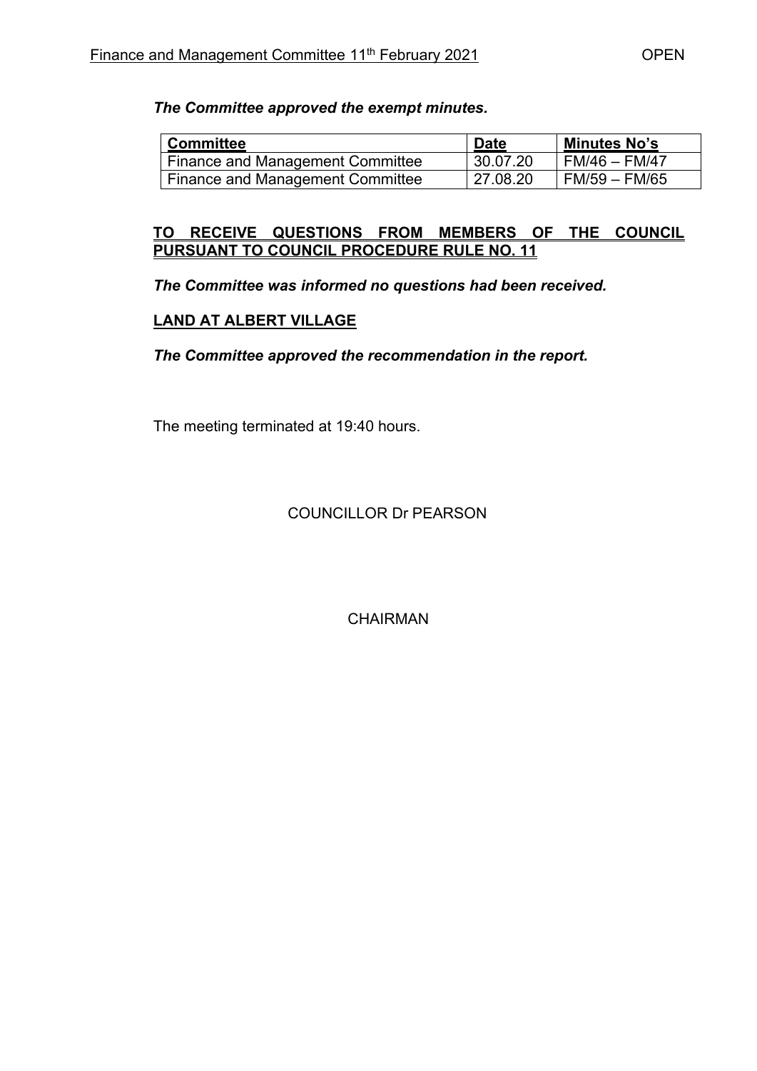***The Committee approved the exempt minutes.***

| **Committee** | **Date** | **Minutes No's** |
| --- | --- | --- |
| Finance and Management Committee | 30.07.20 | FM/46 – FM/47 |
| Finance and Management Committee | 27.08.20 | FM/59 – FM/65 |

**TO RECEIVE QUESTIONS FROM MEMBERS OF THE COUNCIL PURSUANT TO COUNCIL PROCEDURE RULE NO. 11**

***The Committee was informed no questions had been received.***

**LAND AT ALBERT VILLAGE**

***The Committee approved the recommendation in the report.***

The meeting terminated at 19:40 hours.

COUNCILLOR Dr PEARSON

CHAIRMAN